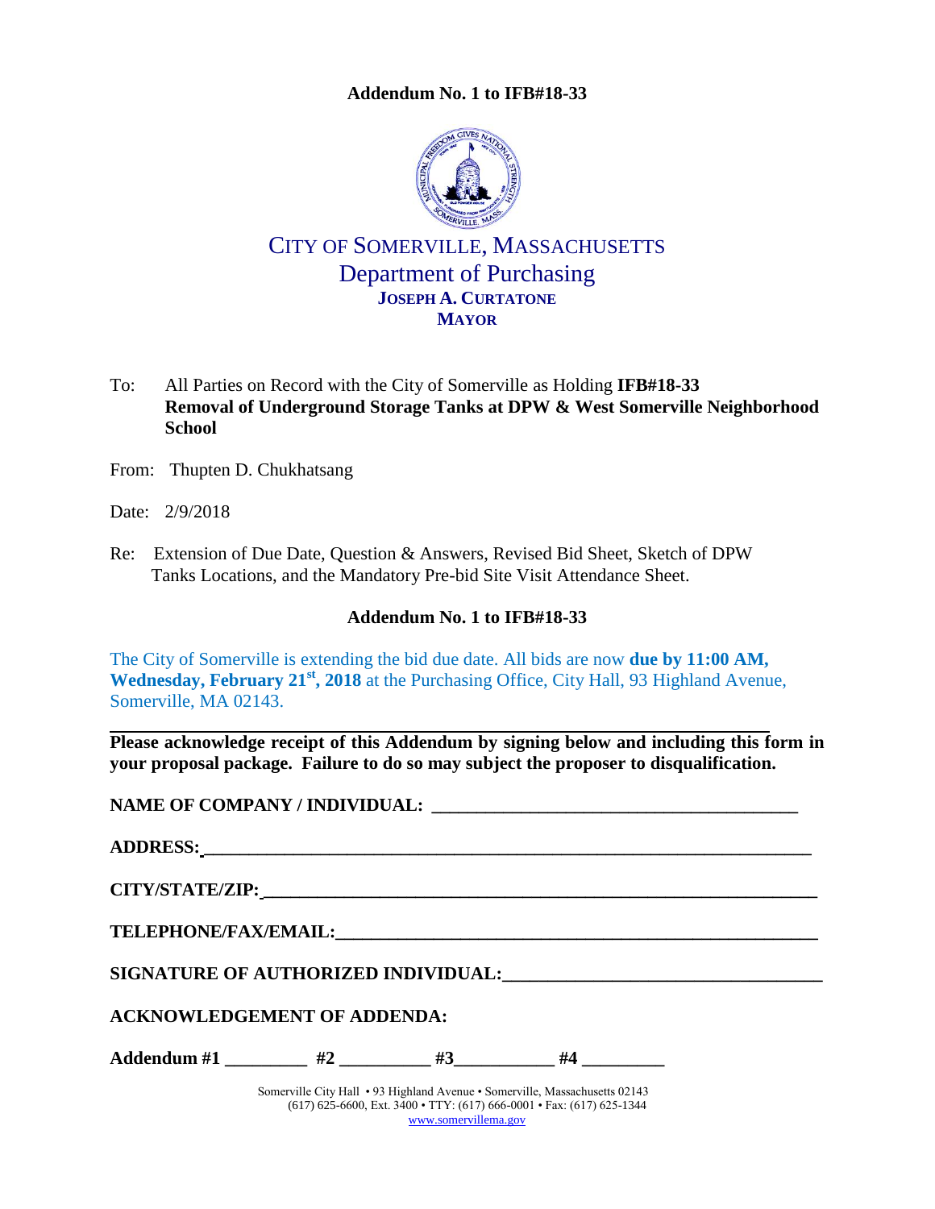# Addendum No. 1 to IFB#18-33

## CITY OF SOMERVILLE, MASSACHUSETTS
## Department of Purchasing
**JOSEPH A. CURTATONE**
**MAYOR**

To: All Parties on Record with the City of Somerville as Holding **IFB#18-33 Removal of Underground Storage Tanks at DPW & West Somerville Neighborhood School**

From: Thupten D. Chukhatsang

Date: 2/9/2018

Re: Extension of Due Date, Question & Answers, Revised Bid Sheet, Sketch of DPW Tanks Locations, and the Mandatory Pre-bid Site Visit Attendance Sheet.

### Addendum No. 1 to IFB#18-33

The City of Somerville is extending the bid due date. All bids are now **due by 11:00 AM, Wednesday, February 21st, 2018** at the Purchasing Office, City Hall, 93 Highland Avenue, Somerville, MA 02143.

**Please acknowledge receipt of this Addendum by signing below and including this form in your proposal package. Failure to do so may subject the proposer to disqualification.**

**NAME OF COMPANY / INDIVIDUAL:** ________________________________________

**ADDRESS:** ________________________________________________________________

**CITY/STATE/ZIP:** __________________________________________________________

**TELEPHONE/FAX/EMAIL:** ____________________________________________________

**SIGNATURE OF AUTHORIZED INDIVIDUAL:** ___________________________________

**ACKNOWLEDGEMENT OF ADDENDA:**

**Addendum #1** _________ **#2** __________ **#3** ___________ **#4** _________

Somerville City Hall • 93 Highland Avenue • Somerville, Massachusetts 02143
(617) 625-6600, Ext. 3400 • TTY: (617) 666-0001 • Fax: (617) 625-1344
www.somervillema.gov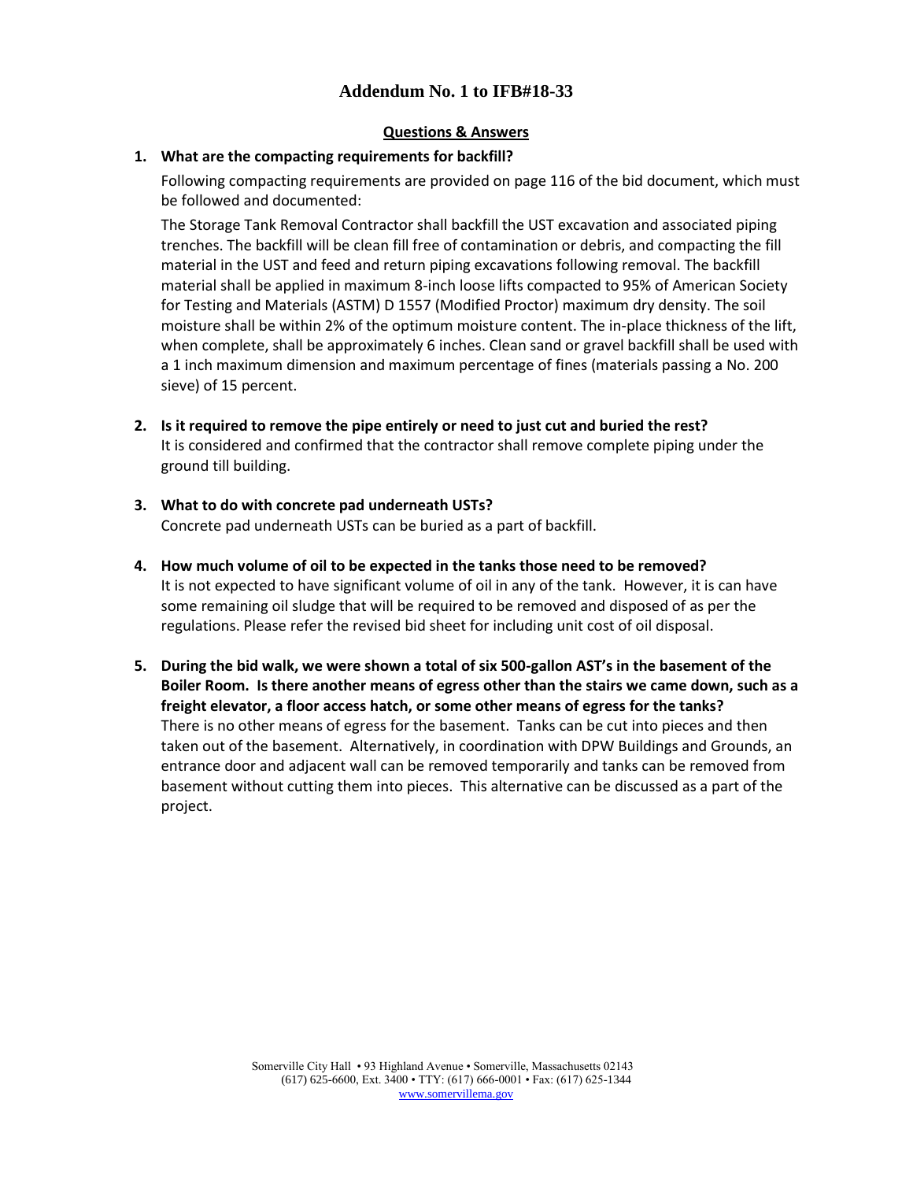# Addendum No. 1 to IFB#18-33

## Questions & Answers

1. **What are the compacting requirements for backfill?**

   Following compacting requirements are provided on page 116 of the bid document, which must be followed and documented:

   The Storage Tank Removal Contractor shall backfill the UST excavation and associated piping trenches. The backfill will be clean fill free of contamination or debris, and compacting the fill material in the UST and feed and return piping excavations following removal. The backfill material shall be applied in maximum 8-inch loose lifts compacted to 95% of American Society for Testing and Materials (ASTM) D 1557 (Modified Proctor) maximum dry density. The soil moisture shall be within 2% of the optimum moisture content. The in-place thickness of the lift, when complete, shall be approximately 6 inches. Clean sand or gravel backfill shall be used with a 1 inch maximum dimension and maximum percentage of fines (materials passing a No. 200 sieve) of 15 percent.

2. **Is it required to remove the pipe entirely or need to just cut and buried the rest?**
   It is considered and confirmed that the contractor shall remove complete piping under the ground till building.

3. **What to do with concrete pad underneath USTs?**
   Concrete pad underneath USTs can be buried as a part of backfill.

4. **How much volume of oil to be expected in the tanks those need to be removed?**
   It is not expected to have significant volume of oil in any of the tank. However, it is can have some remaining oil sludge that will be required to be removed and disposed of as per the regulations. Please refer the revised bid sheet for including unit cost of oil disposal.

5. **During the bid walk, we were shown a total of six 500-gallon AST's in the basement of the Boiler Room. Is there another means of egress other than the stairs we came down, such as a freight elevator, a floor access hatch, or some other means of egress for the tanks?**
   There is no other means of egress for the basement. Tanks can be cut into pieces and then taken out of the basement. Alternatively, in coordination with DPW Buildings and Grounds, an entrance door and adjacent wall can be removed temporarily and tanks can be removed from basement without cutting them into pieces. This alternative can be discussed as a part of the project.

Somerville City Hall • 93 Highland Avenue • Somerville, Massachusetts 02143
(617) 625-6600, Ext. 3400 • TTY: (617) 666-0001 • Fax: (617) 625-1344
www.somervillema.gov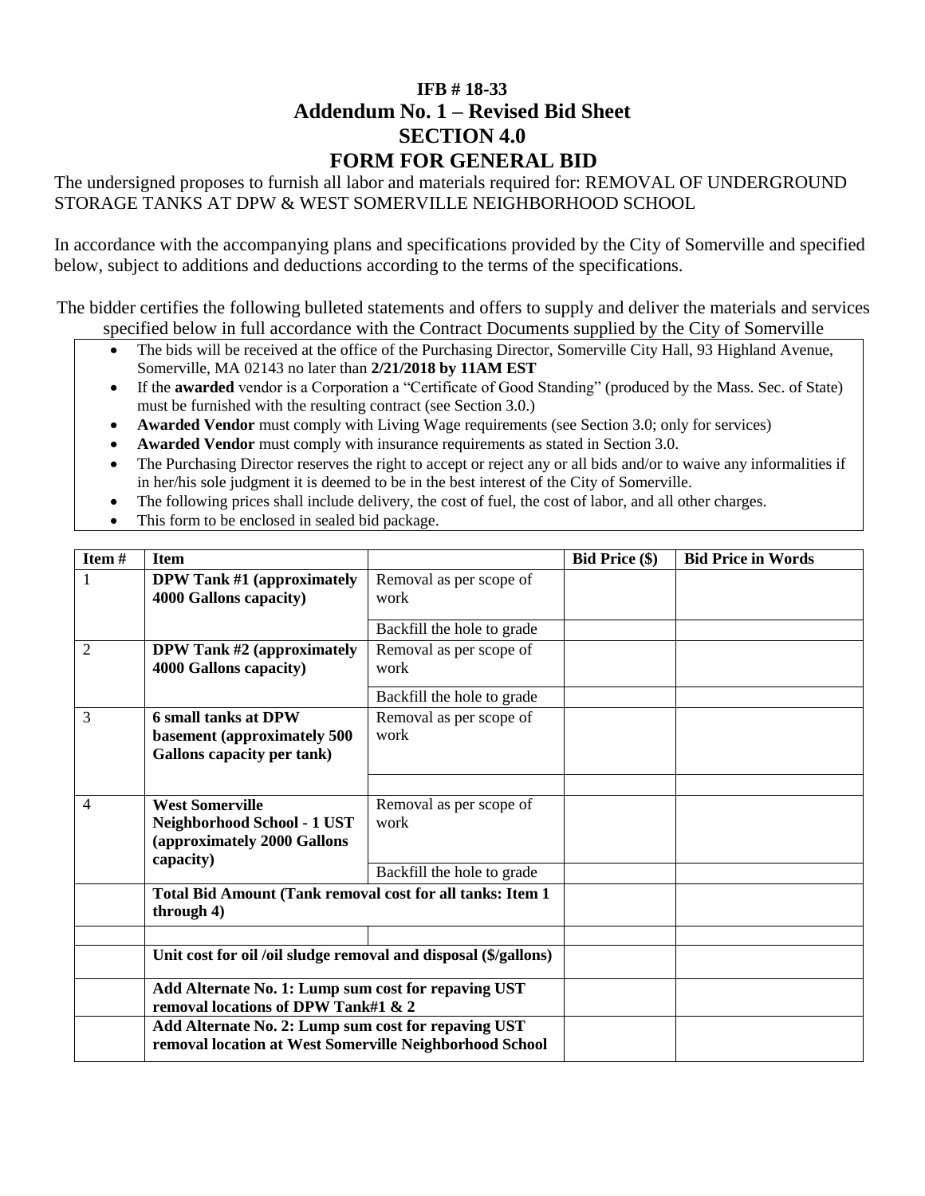# IFB # 18-33

## Addendum No. 1 – Revised Bid Sheet

## SECTION 4.0

## FORM FOR GENERAL BID

The undersigned proposes to furnish all labor and materials required for: REMOVAL OF UNDERGROUND STORAGE TANKS AT DPW & WEST SOMERVILLE NEIGHBORHOOD SCHOOL

In accordance with the accompanying plans and specifications provided by the City of Somerville and specified below, subject to additions and deductions according to the terms of the specifications.

The bidder certifies the following bulleted statements and offers to supply and deliver the materials and services specified below in full accordance with the Contract Documents supplied by the City of Somerville

- The bids will be received at the office of the Purchasing Director, Somerville City Hall, 93 Highland Avenue, Somerville, MA 02143 no later than **2/21/2018 by 11AM EST**
- If the **awarded** vendor is a Corporation a "Certificate of Good Standing" (produced by the Mass. Sec. of State) must be furnished with the resulting contract (see Section 3.0.)
- **Awarded Vendor** must comply with Living Wage requirements (see Section 3.0; only for services)
- **Awarded Vendor** must comply with insurance requirements as stated in Section 3.0.
- The Purchasing Director reserves the right to accept or reject any or all bids and/or to waive any informalities if in her/his sole judgment it is deemed to be in the best interest of the City of Somerville.
- The following prices shall include delivery, the cost of fuel, the cost of labor, and all other charges.
- This form to be enclosed in sealed bid package.

| Item # | Item | | Bid Price ($) | Bid Price in Words |
|---|---|---|---|---|
| 1 | **DPW Tank #1 (approximately 4000 Gallons capacity)** | Removal as per scope of work | | |
| | | Backfill the hole to grade | | |
| 2 | **DPW Tank #2 (approximately 4000 Gallons capacity)** | Removal as per scope of work | | |
| | | Backfill the hole to grade | | |
| 3 | **6 small tanks at DPW basement (approximately 500 Gallons capacity per tank)** | Removal as per scope of work | | |
| | | | | |
| 4 | **West Somerville Neighborhood School - 1 UST (approximately 2000 Gallons capacity)** | Removal as per scope of work | | |
| | | Backfill the hole to grade | | |
| | **Total Bid Amount (Tank removal cost for all tanks: Item 1 through 4)** | | | |
| | | | | |
| | **Unit cost for oil /oil sludge removal and disposal ($/gallons)** | | | |
| | **Add Alternate No. 1: Lump sum cost for repaving UST removal locations of DPW Tank#1 & 2** | | | |
| | **Add Alternate No. 2: Lump sum cost for repaving UST removal location at West Somerville Neighborhood School** | | | |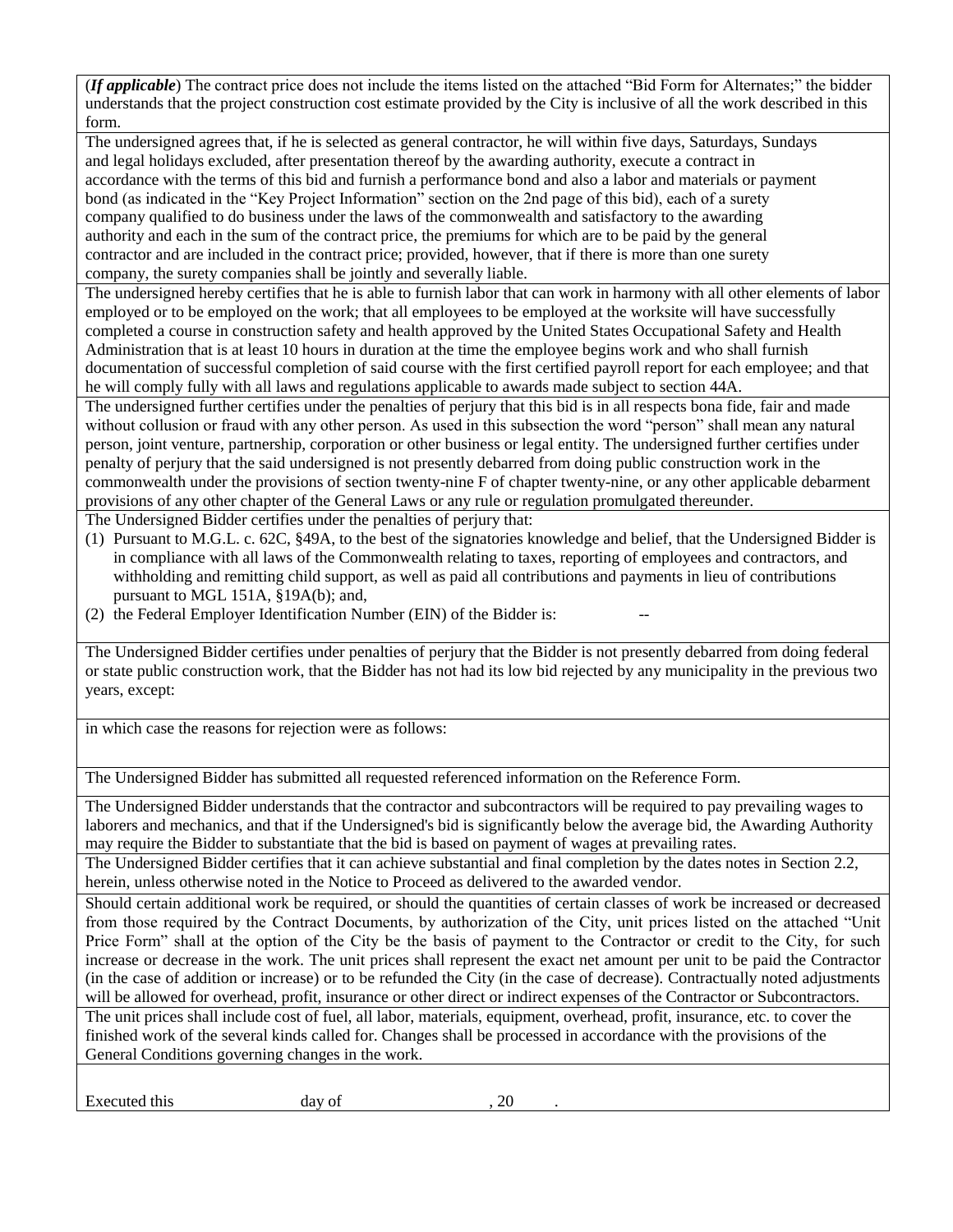(***If applicable***) The contract price does not include the items listed on the attached "Bid Form for Alternates;" the bidder understands that the project construction cost estimate provided by the City is inclusive of all the work described in this form.

The undersigned agrees that, if he is selected as general contractor, he will within five days, Saturdays, Sundays and legal holidays excluded, after presentation thereof by the awarding authority, execute a contract in accordance with the terms of this bid and furnish a performance bond and also a labor and materials or payment bond (as indicated in the "Key Project Information" section on the 2nd page of this bid), each of a surety company qualified to do business under the laws of the commonwealth and satisfactory to the awarding authority and each in the sum of the contract price, the premiums for which are to be paid by the general contractor and are included in the contract price; provided, however, that if there is more than one surety company, the surety companies shall be jointly and severally liable.

The undersigned hereby certifies that he is able to furnish labor that can work in harmony with all other elements of labor employed or to be employed on the work; that all employees to be employed at the worksite will have successfully completed a course in construction safety and health approved by the United States Occupational Safety and Health Administration that is at least 10 hours in duration at the time the employee begins work and who shall furnish documentation of successful completion of said course with the first certified payroll report for each employee; and that he will comply fully with all laws and regulations applicable to awards made subject to section 44A.

The undersigned further certifies under the penalties of perjury that this bid is in all respects bona fide, fair and made without collusion or fraud with any other person. As used in this subsection the word "person" shall mean any natural person, joint venture, partnership, corporation or other business or legal entity. The undersigned further certifies under penalty of perjury that the said undersigned is not presently debarred from doing public construction work in the commonwealth under the provisions of section twenty-nine F of chapter twenty-nine, or any other applicable debarment provisions of any other chapter of the General Laws or any rule or regulation promulgated thereunder.

The Undersigned Bidder certifies under the penalties of perjury that:

(1) Pursuant to M.G.L. c. 62C, §49A, to the best of the signatories knowledge and belief, that the Undersigned Bidder is in compliance with all laws of the Commonwealth relating to taxes, reporting of employees and contractors, and withholding and remitting child support, as well as paid all contributions and payments in lieu of contributions pursuant to MGL 151A, §19A(b); and,
(2) the Federal Employer Identification Number (EIN) of the Bidder is: --

The Undersigned Bidder certifies under penalties of perjury that the Bidder is not presently debarred from doing federal or state public construction work, that the Bidder has not had its low bid rejected by any municipality in the previous two years, except:

in which case the reasons for rejection were as follows:

The Undersigned Bidder has submitted all requested referenced information on the Reference Form.

The Undersigned Bidder understands that the contractor and subcontractors will be required to pay prevailing wages to laborers and mechanics, and that if the Undersigned's bid is significantly below the average bid, the Awarding Authority may require the Bidder to substantiate that the bid is based on payment of wages at prevailing rates.

The Undersigned Bidder certifies that it can achieve substantial and final completion by the dates notes in Section 2.2, herein, unless otherwise noted in the Notice to Proceed as delivered to the awarded vendor.

Should certain additional work be required, or should the quantities of certain classes of work be increased or decreased from those required by the Contract Documents, by authorization of the City, unit prices listed on the attached "Unit Price Form" shall at the option of the City be the basis of payment to the Contractor or credit to the City, for such increase or decrease in the work. The unit prices shall represent the exact net amount per unit to be paid the Contractor (in the case of addition or increase) or to be refunded the City (in the case of decrease). Contractually noted adjustments will be allowed for overhead, profit, insurance or other direct or indirect expenses of the Contractor or Subcontractors.

The unit prices shall include cost of fuel, all labor, materials, equipment, overhead, profit, insurance, etc. to cover the finished work of the several kinds called for. Changes shall be processed in accordance with the provisions of the General Conditions governing changes in the work.

Executed this day of , 20 .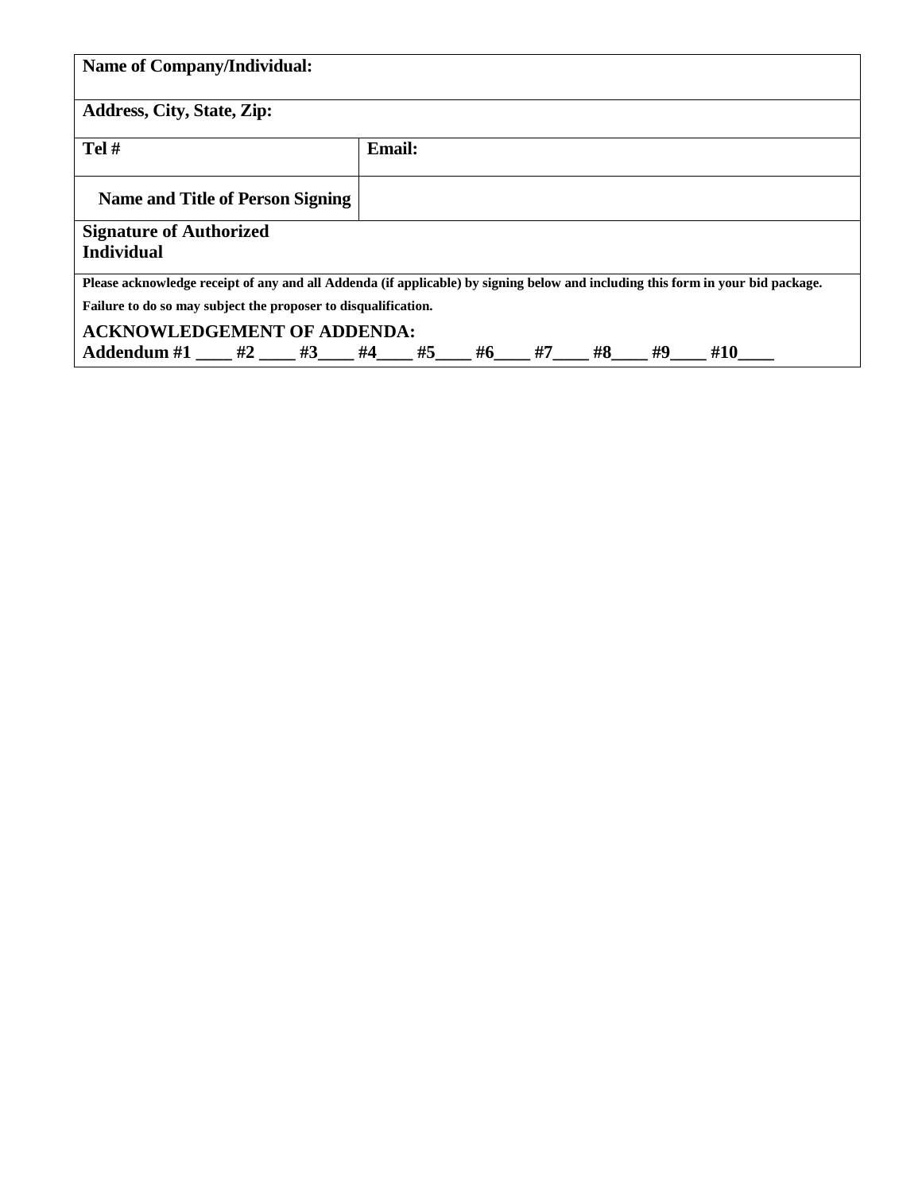| **Name of Company/Individual:** | |
|---|---|
| **Address, City, State, Zip:** | |
| **Tel #** | **Email:** |
| **Name and Title of Person Signing** | |
| **Signature of Authorized Individual** | |

**Please acknowledge receipt of any and all Addenda (if applicable) by signing below and including this form in your bid package.**

**Failure to do so may subject the proposer to disqualification.**

**ACKNOWLEDGEMENT OF ADDENDA:**
**Addendum #1 ____ #2 ____ #3____ #4____ #5____ #6____ #7____ #8____ #9____ #10____**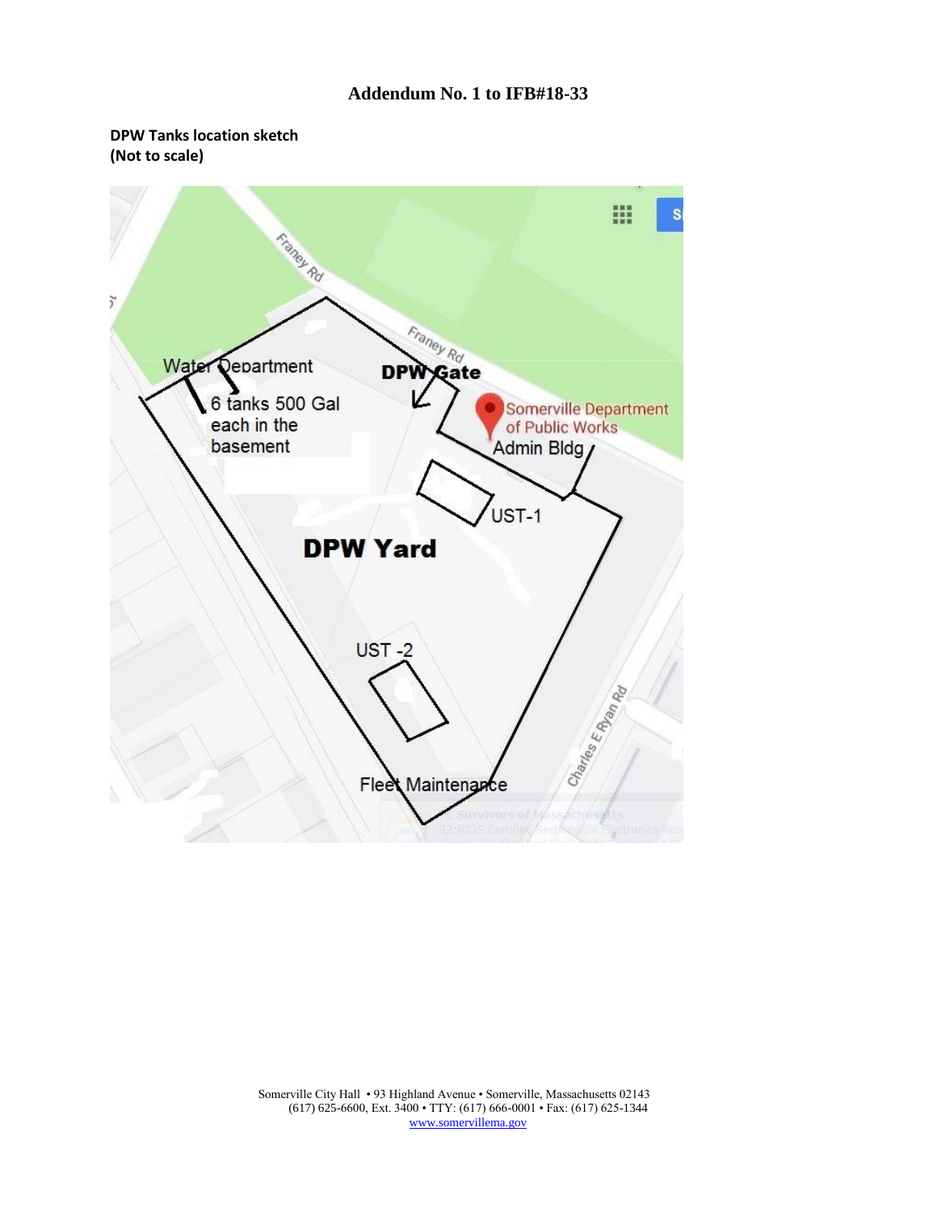## Addendum No. 1 to IFB#18-33

**DPW Tanks location sketch**
**(Not to scale)**

Franey Rd

Water Department

6 tanks 500 Gal each in the basement

DPW Gate

Somerville Department of Public Works

Admin Bldg

UST-1

DPW Yard

UST -2

Fleet Maintenance

Charles E Ryan Rd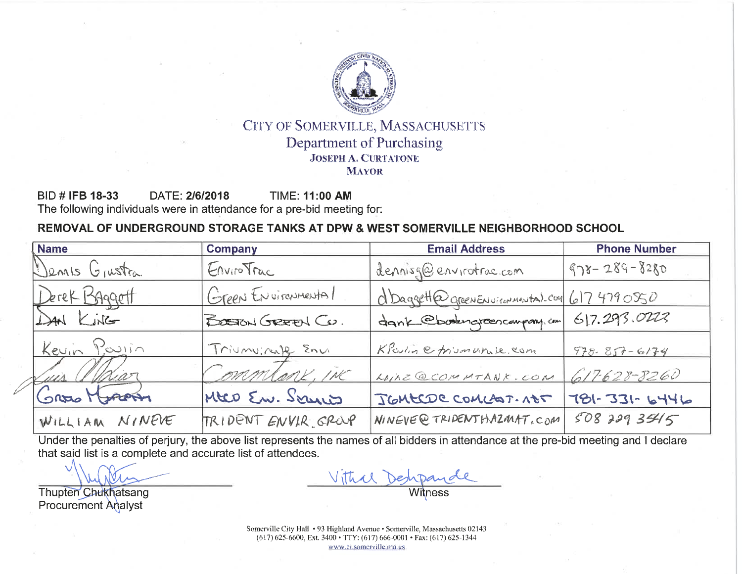CITY OF SOMERVILLE, MASSACHUSETTS
Department of Purchasing
JOSEPH A. CURTATONE
MAYOR

BID # **IFB 18-33** DATE: **2/6/2018** TIME: **11:00 AM**
The following individuals were in attendance for a pre-bid meeting for:

**REMOVAL OF UNDERGROUND STORAGE TANKS AT DPW & WEST SOMERVILLE NEIGHBORHOOD SCHOOL**

| Name | Company | Email Address | Phone Number |
|---|---|---|---|
| Dennis Giustra | EnviroTrac | dennisg@envirotrac.com | 978-289-8280 |
| Derek Baggett | Green Environmental | dbaggett@greenenvironmental.com | 617 479 0550 |
| Dan King | Boston Green Co. | dank@bostongreencompany.com | 617.293.0223 |
| Kevin Poulin | Triumvirate Envi | KPoulin@triumvirate.com | 978-857-6174 |
| Luis Diaz | Commtank, INC | LDIAZ@COMMTANK.COM | 617-628-8260 |
| Greg Morgan | MECO Env. Services | JGMECOC@COMCAST.NET | 781-331-6446 |
| WILLIAM NINEVE | TRIDENT ENVIR. GROUP | NINEVE@TRIDENTHAZMAT.COM | 508 229 3515 |

Under the penalties of perjury, the above list represents the names of all bidders in attendance at the pre-bid meeting and I declare that said list is a complete and accurate list of attendees.

Thupten Chukhatsang
Procurement Analyst

Vithal Deshpande
Witness

Somerville City Hall • 93 Highland Avenue • Somerville, Massachusetts 02143
(617) 625-6600, Ext. 3400 • TTY: (617) 666-0001 • Fax: (617) 625-1344
www.ci.somerville.ma.us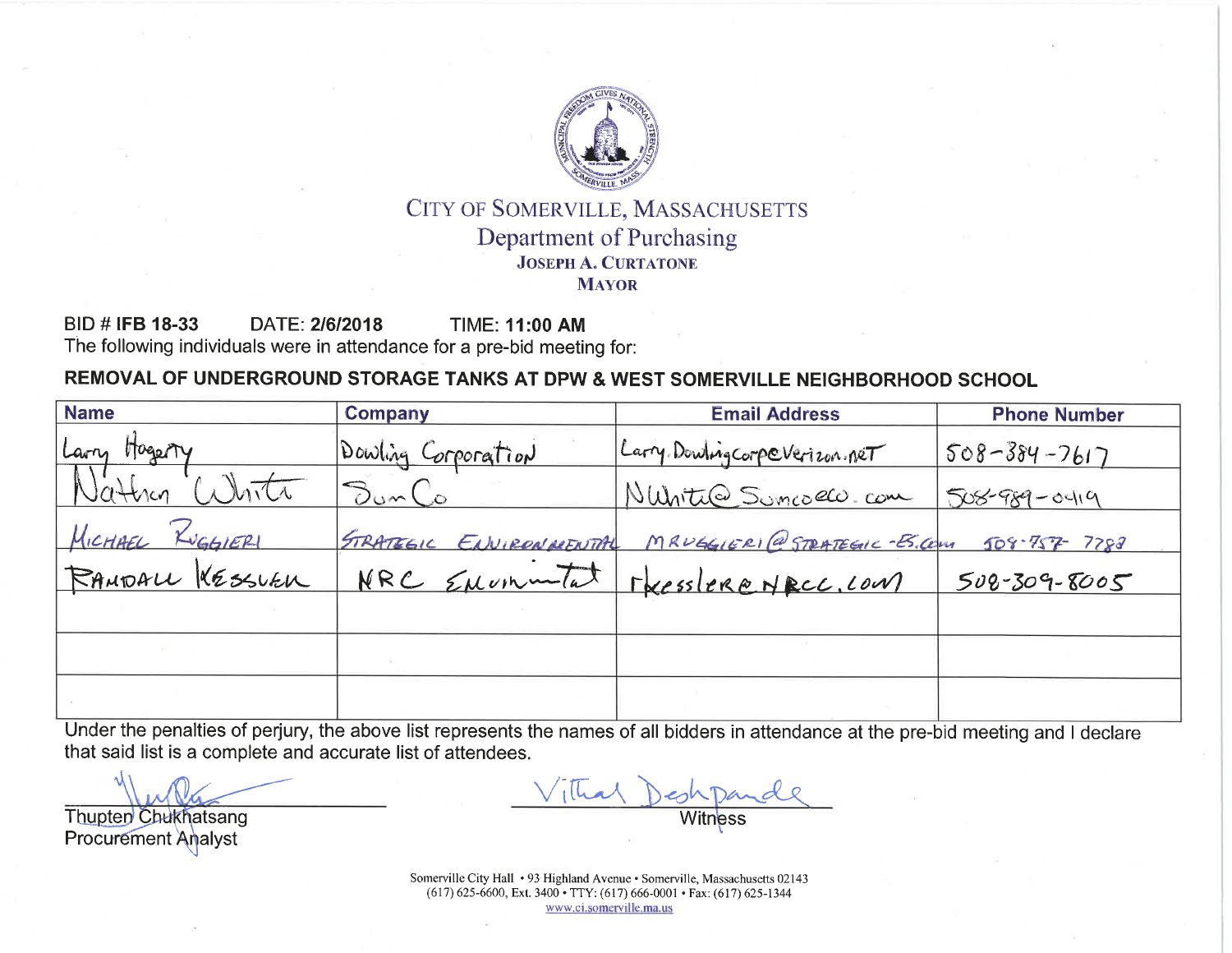CITY OF SOMERVILLE, MASSACHUSETTS
Department of Purchasing
JOSEPH A. CURTATONE
MAYOR

BID # **IFB 18-33** DATE: **2/6/2018** TIME: **11:00 AM**
The following individuals were in attendance for a pre-bid meeting for:

**REMOVAL OF UNDERGROUND STORAGE TANKS AT DPW & WEST SOMERVILLE NEIGHBORHOOD SCHOOL**

| Name | Company | Email Address | Phone Number |
|---|---|---|---|
| Larry Hagerty | Dowling Corporation | Larry.DowlingCorp@Verizon.net | 508-384-7617 |
| Nathan White | SumCo | NWhite@Sumcoeco.com | 508-989-0419 |
| Michael Ruggieri | Strategic Environmental | MRuggieri@Strategic-ES.com | 508-757-7788 |
| Randall Kessler | NRC Environmental | rkessler@NRCC.com | 508-309-8005 |
| | | | |
| | | | |
| | | | |

Under the penalties of perjury, the above list represents the names of all bidders in attendance at the pre-bid meeting and I declare that said list is a complete and accurate list of attendees.

Thupten Chukhatsang
Procurement Analyst

Vithal Deshpande
Witness

Somerville City Hall • 93 Highland Avenue • Somerville, Massachusetts 02143
(617) 625-6600, Ext. 3400 • TTY: (617) 666-0001 • Fax: (617) 625-1344
www.ci.somerville.ma.us